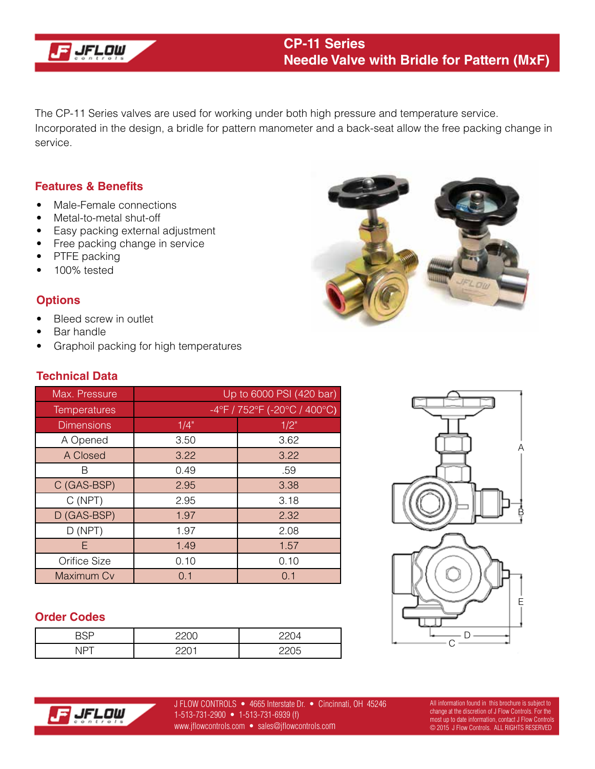# CP-11 Series
## Needle Valve with Bridle for Pattern (MxF)

The CP-11 Series valves are used for working under both high pressure and temperature service. Incorporated in the design, a bridle for pattern manometer and a back-seat allow the free packing change in service.

## Features & Benefits

- Male-Female connections
- Metal-to-metal shut-off
- Easy packing external adjustment
- Free packing change in service
- PTFE packing
- 100% tested

## Options

- Bleed screw in outlet
- Bar handle
- Graphoil packing for high temperatures

## Technical Data

| Max. Pressure | Up to 6000 PSI (420 bar) | |
|---|---|---|
| Temperatures | -4°F / 752°F (-20°C / 400°C) | |
| Dimensions | 1/4" | 1/2" |
| A Opened | 3.50 | 3.62 |
| A Closed | 3.22 | 3.22 |
| B | 0.49 | .59 |
| C (GAS-BSP) | 2.95 | 3.38 |
| C (NPT) | 2.95 | 3.18 |
| D (GAS-BSP) | 1.97 | 2.32 |
| D (NPT) | 1.97 | 2.08 |
| E | 1.49 | 1.57 |
| Orifice Size | 0.10 | 0.10 |
| Maximum Cv | 0.1 | 0.1 |

## Order Codes

| BSP | 2200 | 2204 |
|---|---|---|
| NPT | 2201 | 2205 |

J FLOW CONTROLS • 4665 Interstate Dr. • Cincinnati, OH 45246
1-513-731-2900 • 1-513-731-6939 (f)
www.jflowcontrols.com • sales@jflowcontrols.com

All information found in this brochure is subject to change at the discretion of J Flow Controls. For the most up to date information, contact J Flow Controls
© 2015 J Flow Controls. ALL RIGHTS RESERVED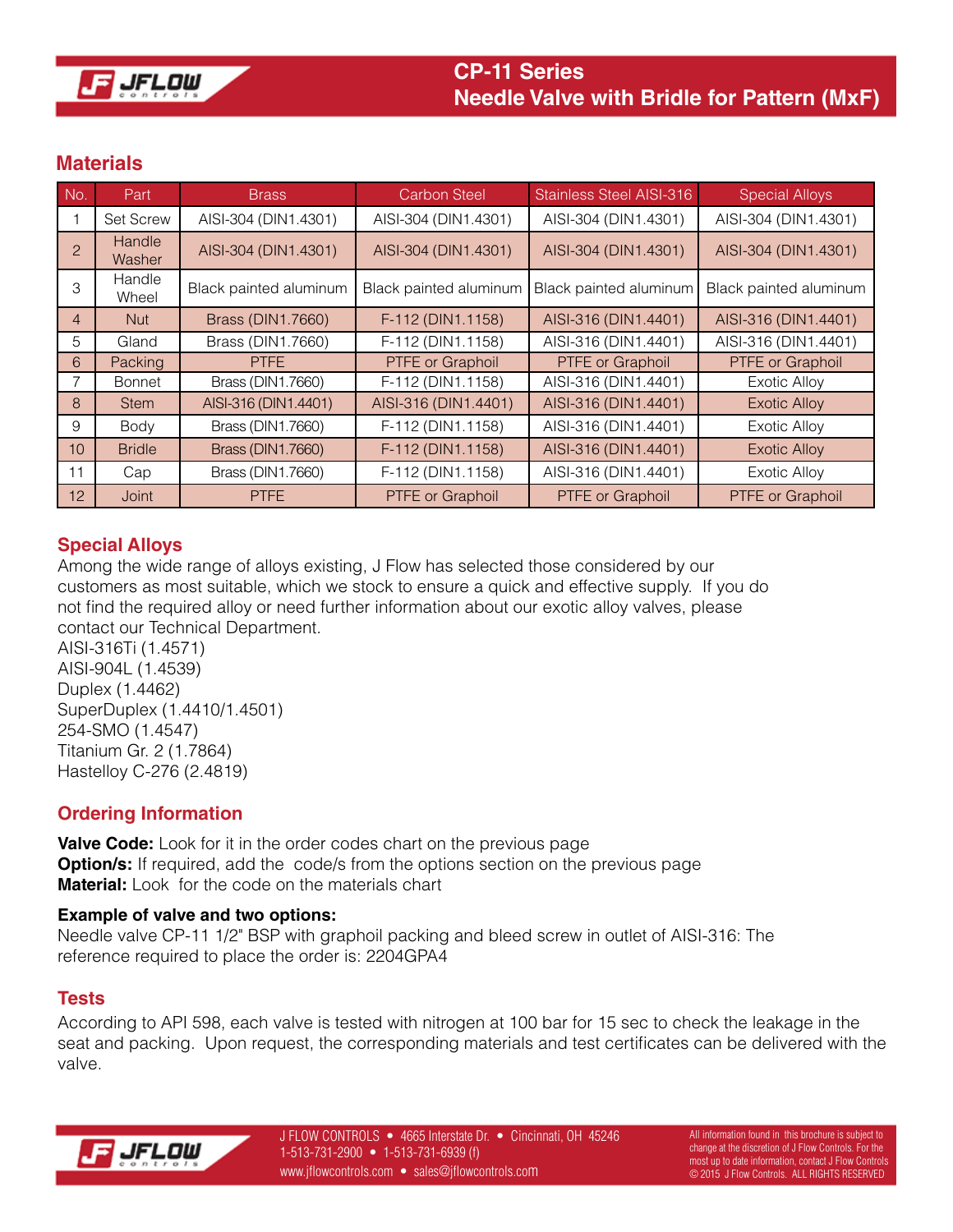# CP-11 Series
# Needle Valve with Bridle for Pattern (MxF)

## Materials

| No. | Part | Brass | Carbon Steel | Stainless Steel AISI-316 | Special Alloys |
|---|---|---|---|---|---|
| 1 | Set Screw | AISI-304 (DIN1.4301) | AISI-304 (DIN1.4301) | AISI-304 (DIN1.4301) | AISI-304 (DIN1.4301) |
| 2 | Handle Washer | AISI-304 (DIN1.4301) | AISI-304 (DIN1.4301) | AISI-304 (DIN1.4301) | AISI-304 (DIN1.4301) |
| 3 | Handle Wheel | Black painted aluminum | Black painted aluminum | Black painted aluminum | Black painted aluminum |
| 4 | Nut | Brass (DIN1.7660) | F-112 (DIN1.1158) | AISI-316 (DIN1.4401) | AISI-316 (DIN1.4401) |
| 5 | Gland | Brass (DIN1.7660) | F-112 (DIN1.1158) | AISI-316 (DIN1.4401) | AISI-316 (DIN1.4401) |
| 6 | Packing | PTFE | PTFE or Graphoil | PTFE or Graphoil | PTFE or Graphoil |
| 7 | Bonnet | Brass (DIN1.7660) | F-112 (DIN1.1158) | AISI-316 (DIN1.4401) | Exotic Alloy |
| 8 | Stem | AISI-316 (DIN1.4401) | AISI-316 (DIN1.4401) | AISI-316 (DIN1.4401) | Exotic Alloy |
| 9 | Body | Brass (DIN1.7660) | F-112 (DIN1.1158) | AISI-316 (DIN1.4401) | Exotic Alloy |
| 10 | Bridle | Brass (DIN1.7660) | F-112 (DIN1.1158) | AISI-316 (DIN1.4401) | Exotic Alloy |
| 11 | Cap | Brass (DIN1.7660) | F-112 (DIN1.1158) | AISI-316 (DIN1.4401) | Exotic Alloy |
| 12 | Joint | PTFE | PTFE or Graphoil | PTFE or Graphoil | PTFE or Graphoil |

## Special Alloys

Among the wide range of alloys existing, J Flow has selected those considered by our customers as most suitable, which we stock to ensure a quick and effective supply. If you do not find the required alloy or need further information about our exotic alloy valves, please contact our Technical Department.

AISI-316Ti (1.4571)
AISI-904L (1.4539)
Duplex (1.4462)
SuperDuplex (1.4410/1.4501)
254-SMO (1.4547)
Titanium Gr. 2 (1.7864)
Hastelloy C-276 (2.4819)

## Ordering Information

**Valve Code:** Look for it in the order codes chart on the previous page
**Option/s:** If required, add the code/s from the options section on the previous page
**Material:** Look for the code on the materials chart

**Example of valve and two options:**
Needle valve CP-11 1/2" BSP with graphoil packing and bleed screw in outlet of AISI-316: The reference required to place the order is: 2204GPA4

## Tests

According to API 598, each valve is tested with nitrogen at 100 bar for 15 sec to check the leakage in the seat and packing. Upon request, the corresponding materials and test certificates can be delivered with the valve.

J FLOW CONTROLS • 4665 Interstate Dr. • Cincinnati, OH 45246
1-513-731-2900 • 1-513-731-6939 (f)
www.jflowcontrols.com • sales@jflowcontrols.com

All information found in this brochure is subject to change at the discretion of J Flow Controls. For the most up to date information, contact J Flow Controls
© 2015 J Flow Controls. ALL RIGHTS RESERVED